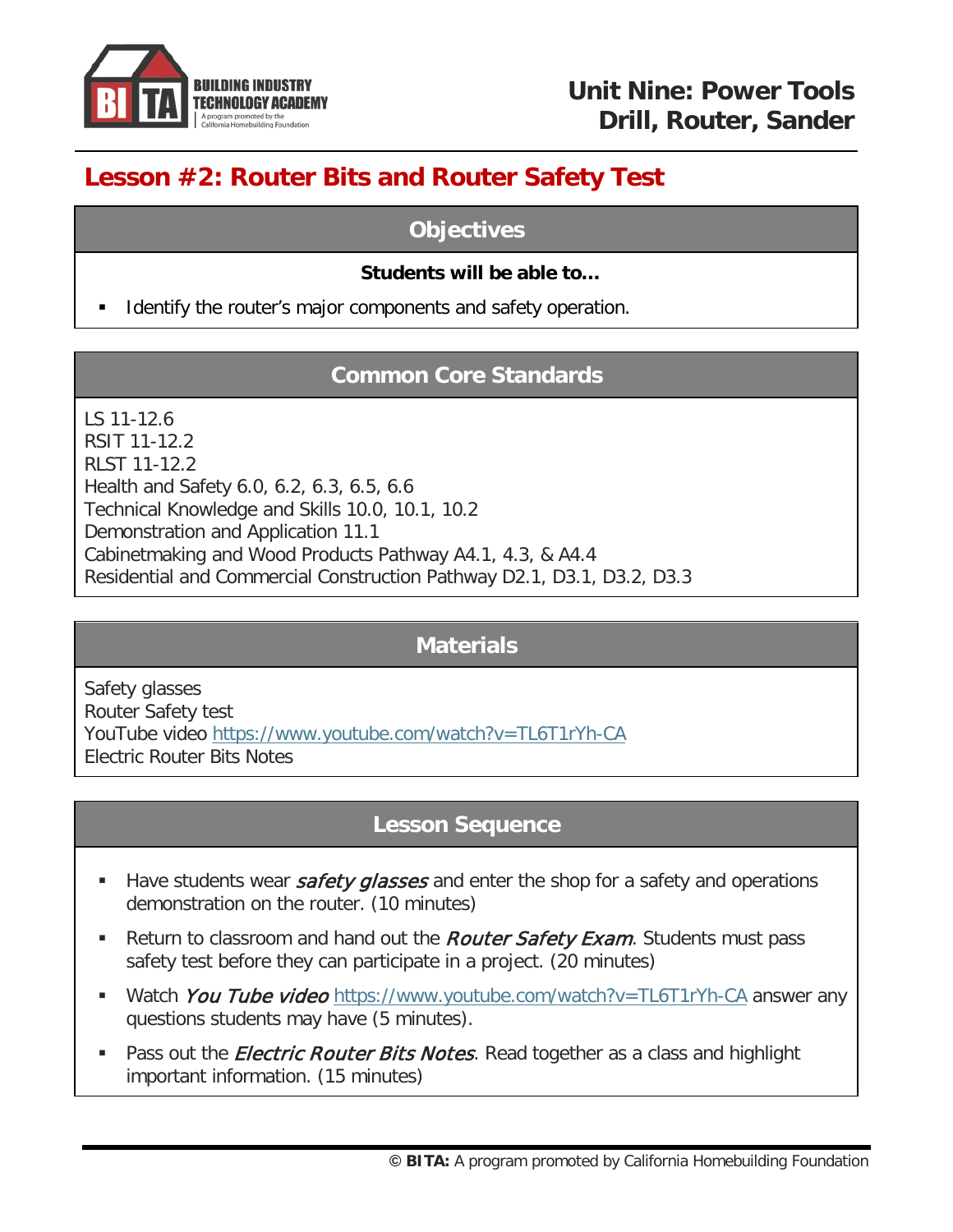# Unit Nine: Power Tools
## Drill, Router, Sander

## Lesson #2: Router Bits and Router Safety Test

### Objectives

**Students will be able to…**

- Identify the router's major components and safety operation.

### Common Core Standards

LS 11-12.6
RSIT 11-12.2
RLST 11-12.2
Health and Safety 6.0, 6.2, 6.3, 6.5, 6.6
Technical Knowledge and Skills 10.0, 10.1, 10.2
Demonstration and Application 11.1
Cabinetmaking and Wood Products Pathway A4.1, 4.3, & A4.4
Residential and Commercial Construction Pathway D2.1, D3.1, D3.2, D3.3

### Materials

Safety glasses
Router Safety test
YouTube video https://www.youtube.com/watch?v=TL6T1rYh-CA
Electric Router Bits Notes

### Lesson Sequence

- Have students wear *safety glasses* and enter the shop for a safety and operations demonstration on the router. (10 minutes)
- Return to classroom and hand out the *Router Safety Exam*. Students must pass safety test before they can participate in a project. (20 minutes)
- Watch *You Tube video* https://www.youtube.com/watch?v=TL6T1rYh-CA answer any questions students may have (5 minutes).
- Pass out the *Electric Router Bits Notes*. Read together as a class and highlight important information. (15 minutes)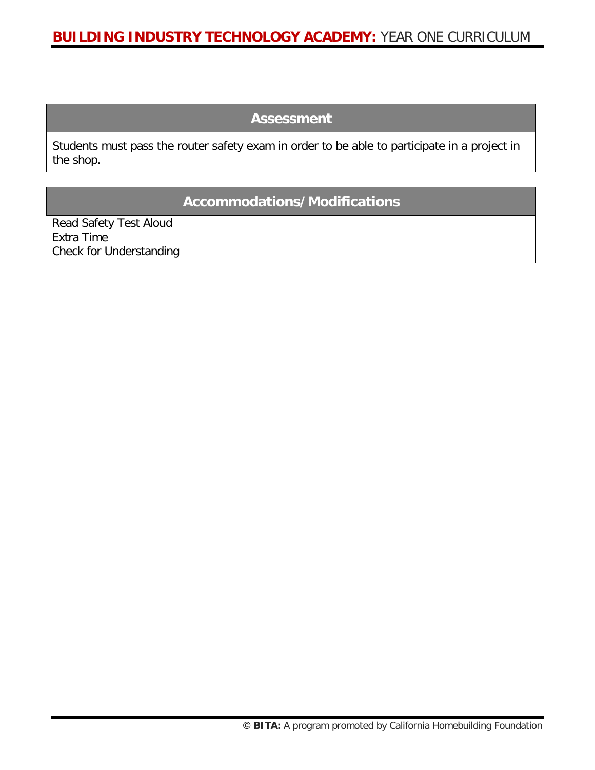## Assessment

Students must pass the router safety exam in order to be able to participate in a project in the shop.

## Accommodations/Modifications

Read Safety Test Aloud
Extra Time
Check for Understanding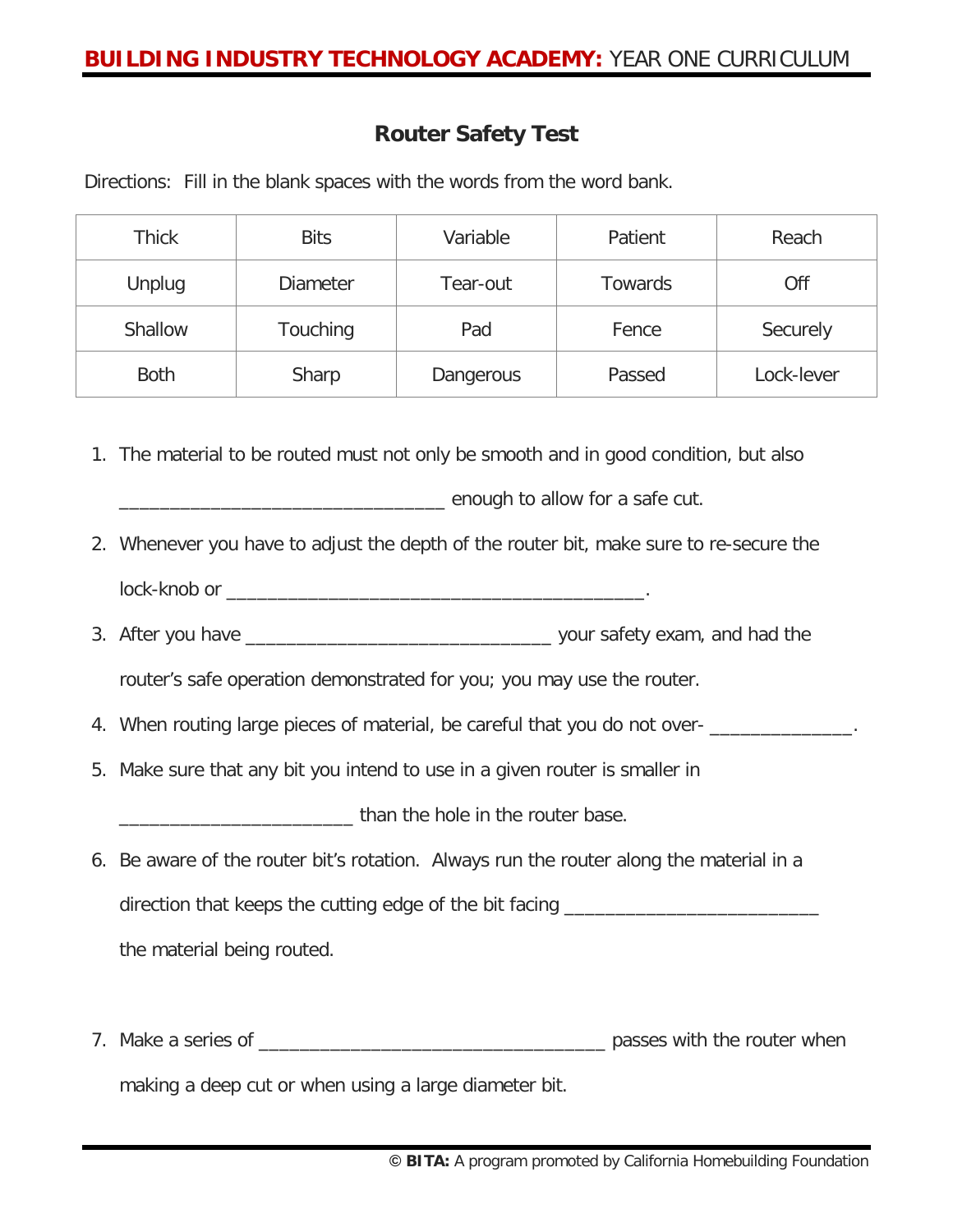## Router Safety Test

Directions: Fill in the blank spaces with the words from the word bank.

| Thick | Bits | Variable | Patient | Reach |
|---|---|---|---|---|
| Unplug | Diameter | Tear-out | Towards | Off |
| Shallow | Touching | Pad | Fence | Securely |
| Both | Sharp | Dangerous | Passed | Lock-lever |

1. The material to be routed must not only be smooth and in good condition, but also ________________________________ enough to allow for a safe cut.
2. Whenever you have to adjust the depth of the router bit, make sure to re-secure the lock-knob or __________________________________________.
3. After you have ______________________________ your safety exam, and had the router's safe operation demonstrated for you; you may use the router.
4. When routing large pieces of material, be careful that you do not over- ______________.
5. Make sure that any bit you intend to use in a given router is smaller in _______________________ than the hole in the router base.
6. Be aware of the router bit's rotation. Always run the router along the material in a direction that keeps the cutting edge of the bit facing _________________________ the material being routed.
7. Make a series of __________________________________ passes with the router when making a deep cut or when using a large diameter bit.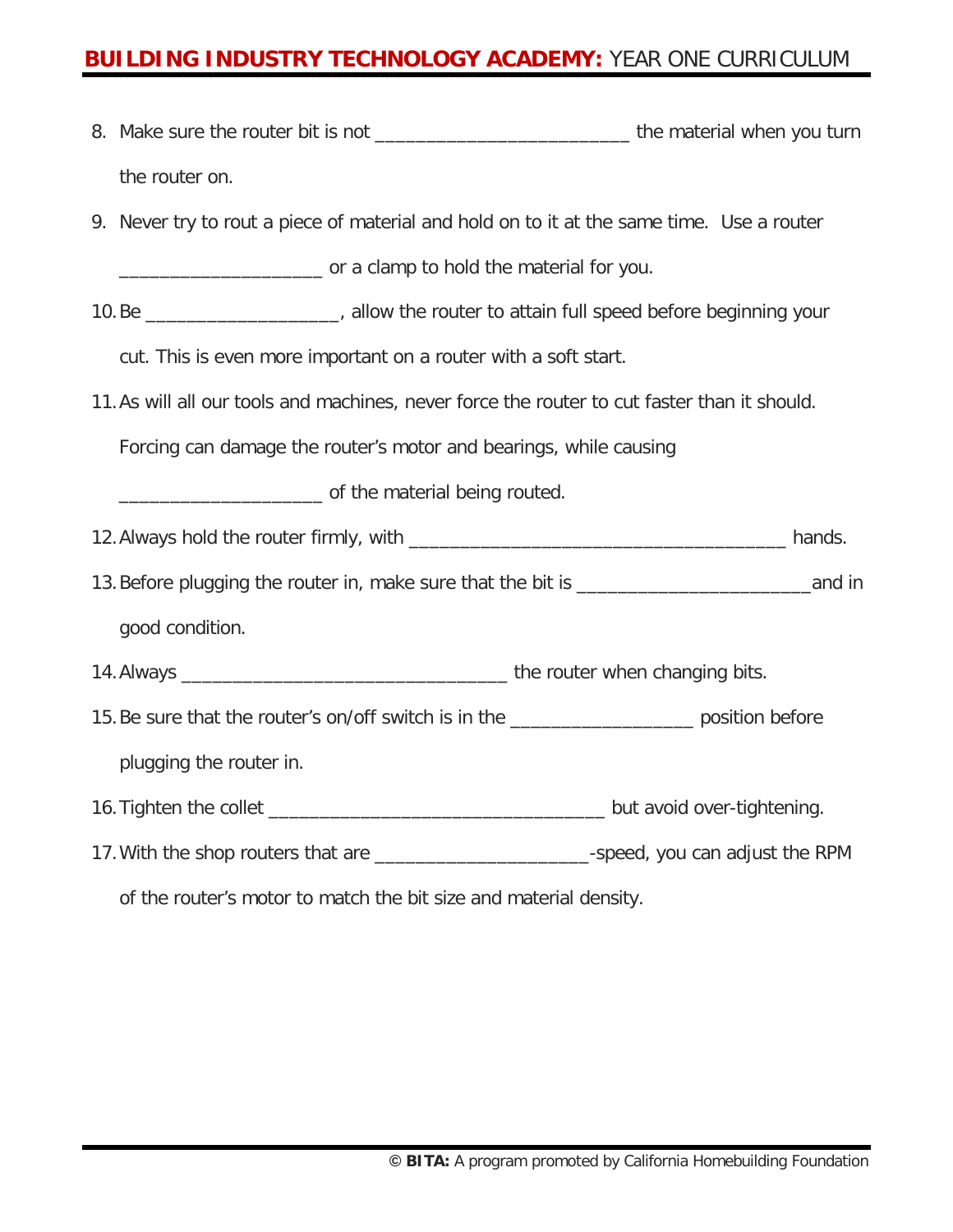8. Make sure the router bit is not _________________________ the material when you turn the router on.
9. Never try to rout a piece of material and hold on to it at the same time. Use a router ____________________ or a clamp to hold the material for you.
10. Be ___________________, allow the router to attain full speed before beginning your cut. This is even more important on a router with a soft start.
11. As will all our tools and machines, never force the router to cut faster than it should. Forcing can damage the router's motor and bearings, while causing ____________________ of the material being routed.
12. Always hold the router firmly, with ___________________________________ hands.
13. Before plugging the router in, make sure that the bit is _______________________and in good condition.
14. Always ________________________________ the router when changing bits.
15. Be sure that the router's on/off switch is in the __________________ position before plugging the router in.
16. Tighten the collet _________________________________ but avoid over-tightening.
17. With the shop routers that are _____________________-speed, you can adjust the RPM of the router's motor to match the bit size and material density.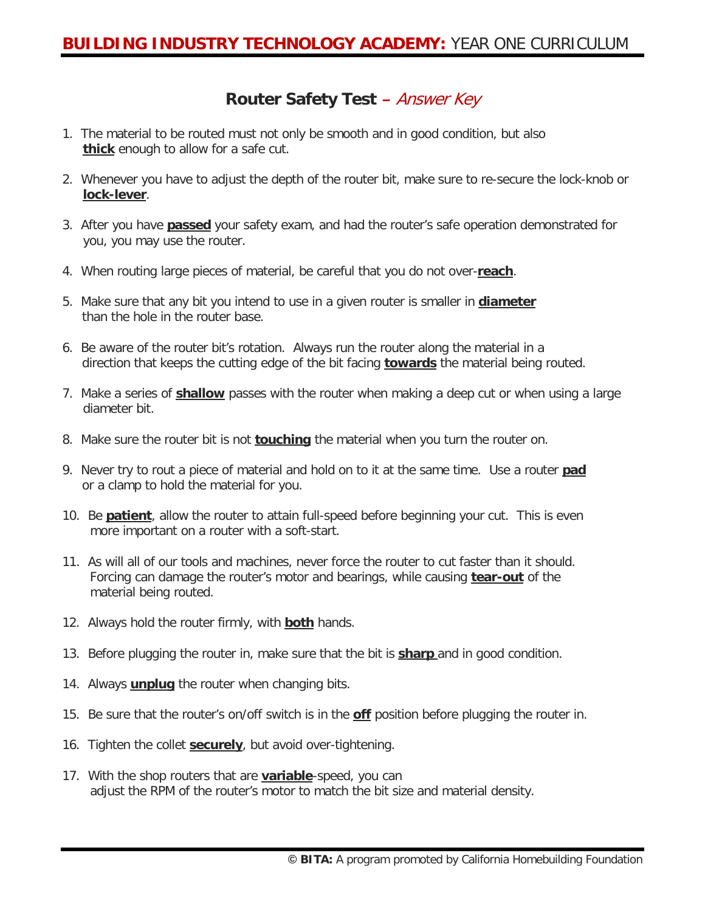## Router Safety Test – *Answer Key*

1. The material to be routed must not only be smooth and in good condition, but also **thick** enough to allow for a safe cut.

2. Whenever you have to adjust the depth of the router bit, make sure to re-secure the lock-knob or **lock-lever**.

3. After you have **passed** your safety exam, and had the router's safe operation demonstrated for you, you may use the router.

4. When routing large pieces of material, be careful that you do not over-**reach**.

5. Make sure that any bit you intend to use in a given router is smaller in **diameter** than the hole in the router base.

6. Be aware of the router bit's rotation. Always run the router along the material in a direction that keeps the cutting edge of the bit facing **towards** the material being routed.

7. Make a series of **shallow** passes with the router when making a deep cut or when using a large diameter bit.

8. Make sure the router bit is not **touching** the material when you turn the router on.

9. Never try to rout a piece of material and hold on to it at the same time. Use a router **pad** or a clamp to hold the material for you.

10. Be **patient**, allow the router to attain full-speed before beginning your cut. This is even more important on a router with a soft-start.

11. As will all of our tools and machines, never force the router to cut faster than it should. Forcing can damage the router's motor and bearings, while causing **tear-out** of the material being routed.

12. Always hold the router firmly, with **both** hands.

13. Before plugging the router in, make sure that the bit is **sharp** and in good condition.

14. Always **unplug** the router when changing bits.

15. Be sure that the router's on/off switch is in the **off** position before plugging the router in.

16. Tighten the collet **securely**, but avoid over-tightening.

17. With the shop routers that are **variable**-speed, you can adjust the RPM of the router's motor to match the bit size and material density.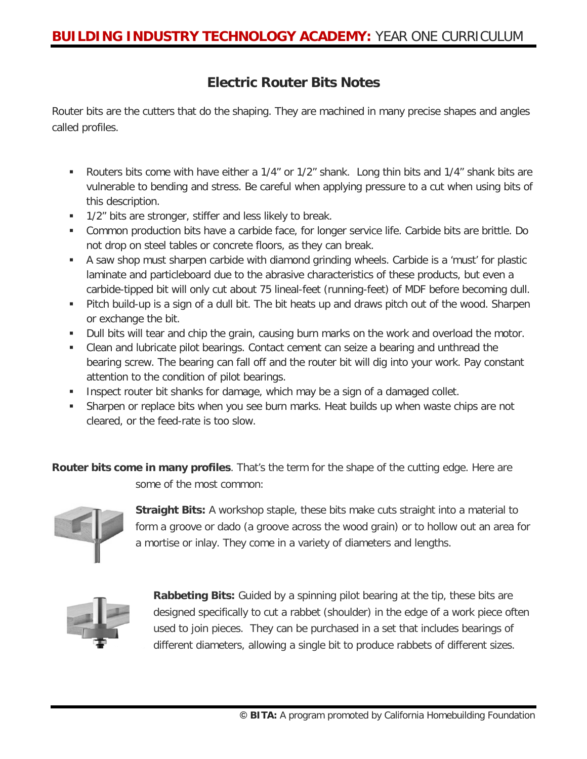## Electric Router Bits Notes

Router bits are the cutters that do the shaping. They are machined in many precise shapes and angles called profiles.

- Routers bits come with have either a 1/4" or 1/2" shank. Long thin bits and 1/4" shank bits are vulnerable to bending and stress. Be careful when applying pressure to a cut when using bits of this description.
- 1/2" bits are stronger, stiffer and less likely to break.
- Common production bits have a carbide face, for longer service life. Carbide bits are brittle. Do not drop on steel tables or concrete floors, as they can break.
- A saw shop must sharpen carbide with diamond grinding wheels. Carbide is a 'must' for plastic laminate and particleboard due to the abrasive characteristics of these products, but even a carbide-tipped bit will only cut about 75 lineal-feet (running-feet) of MDF before becoming dull.
- Pitch build-up is a sign of a dull bit. The bit heats up and draws pitch out of the wood. Sharpen or exchange the bit.
- Dull bits will tear and chip the grain, causing burn marks on the work and overload the motor.
- Clean and lubricate pilot bearings. Contact cement can seize a bearing and unthread the bearing screw. The bearing can fall off and the router bit will dig into your work. Pay constant attention to the condition of pilot bearings.
- Inspect router bit shanks for damage, which may be a sign of a damaged collet.
- Sharpen or replace bits when you see burn marks. Heat builds up when waste chips are not cleared, or the feed-rate is too slow.

**Router bits come in many profiles**. That's the term for the shape of the cutting edge. Here are some of the most common:

**Straight Bits:** A workshop staple, these bits make cuts straight into a material to form a groove or dado (a groove across the wood grain) or to hollow out an area for a mortise or inlay. They come in a variety of diameters and lengths.

**Rabbeting Bits:** Guided by a spinning pilot bearing at the tip, these bits are designed specifically to cut a rabbet (shoulder) in the edge of a work piece often used to join pieces. They can be purchased in a set that includes bearings of different diameters, allowing a single bit to produce rabbets of different sizes.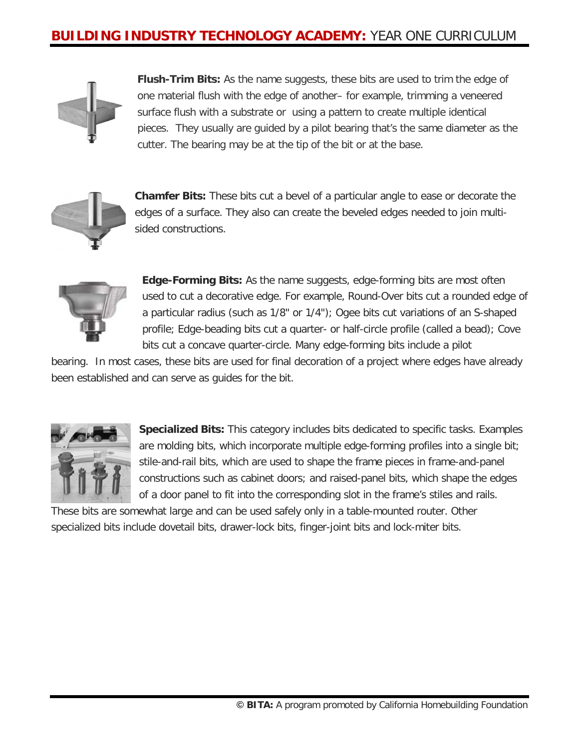**Flush-Trim Bits:** As the name suggests, these bits are used to trim the edge of one material flush with the edge of another– for example, trimming a veneered surface flush with a substrate or using a pattern to create multiple identical pieces. They usually are guided by a pilot bearing that's the same diameter as the cutter. The bearing may be at the tip of the bit or at the base.

**Chamfer Bits:** These bits cut a bevel of a particular angle to ease or decorate the edges of a surface. They also can create the beveled edges needed to join multi-sided constructions.

**Edge-Forming Bits:** As the name suggests, edge-forming bits are most often used to cut a decorative edge. For example, Round-Over bits cut a rounded edge of a particular radius (such as 1/8" or 1/4"); Ogee bits cut variations of an S-shaped profile; Edge-beading bits cut a quarter- or half-circle profile (called a bead); Cove bits cut a concave quarter-circle. Many edge-forming bits include a pilot bearing. In most cases, these bits are used for final decoration of a project where edges have already been established and can serve as guides for the bit.

**Specialized Bits:** This category includes bits dedicated to specific tasks. Examples are molding bits, which incorporate multiple edge-forming profiles into a single bit; stile-and-rail bits, which are used to shape the frame pieces in frame-and-panel constructions such as cabinet doors; and raised-panel bits, which shape the edges of a door panel to fit into the corresponding slot in the frame's stiles and rails. These bits are somewhat large and can be used safely only in a table-mounted router. Other specialized bits include dovetail bits, drawer-lock bits, finger-joint bits and lock-miter bits.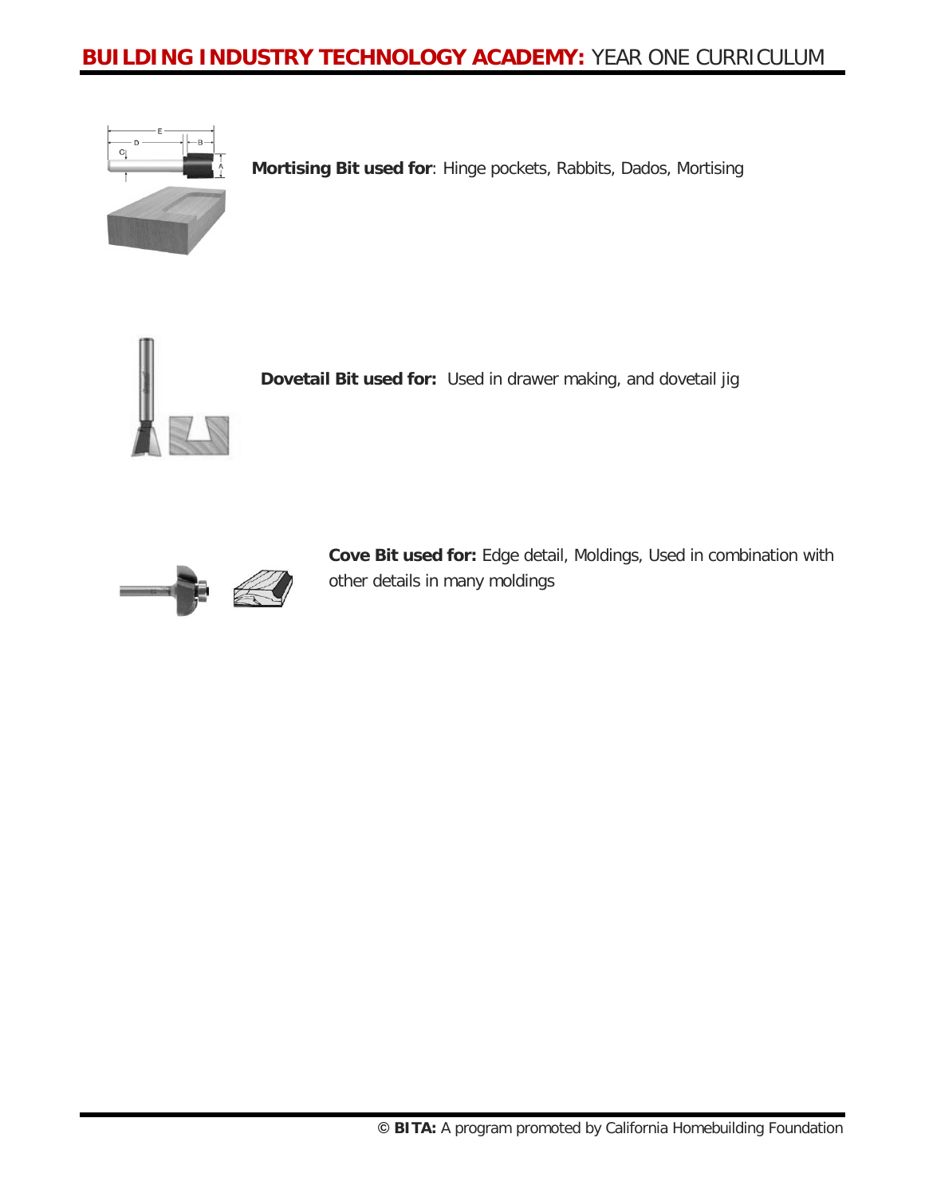**Mortising Bit used for**: Hinge pockets, Rabbits, Dados, Mortising

**Dovetail Bit used for:** Used in drawer making, and dovetail jig

**Cove Bit used for:** Edge detail, Moldings, Used in combination with other details in many moldings